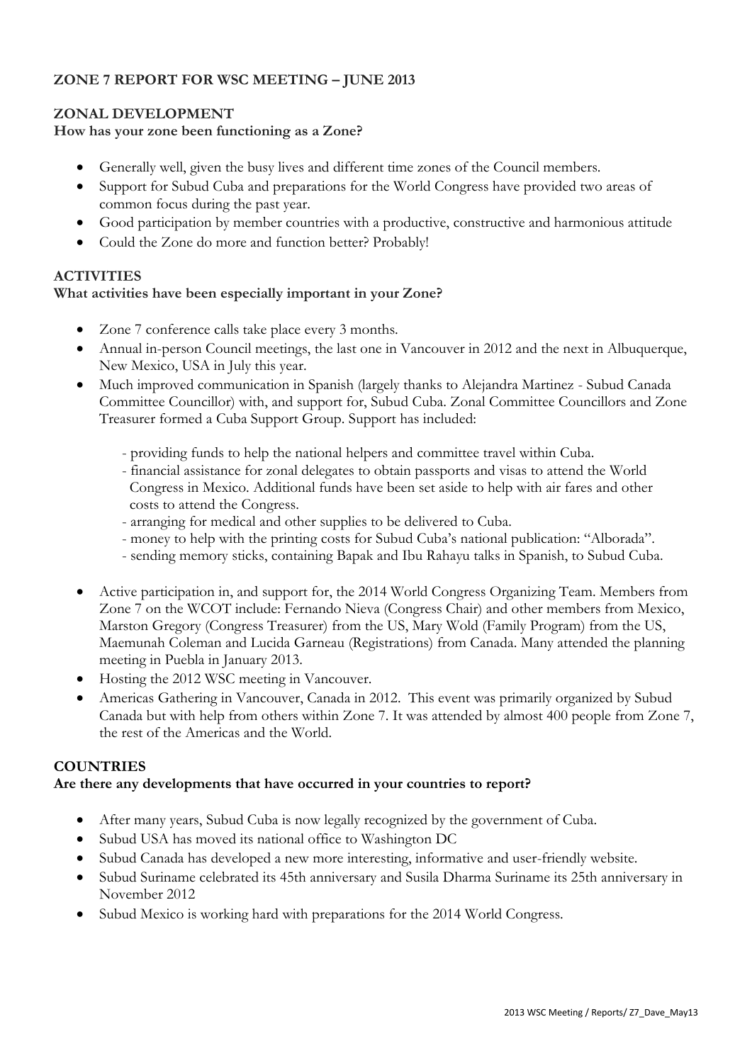# ZONE 7 REPORT FOR WSC MEETING – JUNE 2013

## ZONAL DEVELOPMENT

**How has your zone been functioning as a Zone?**

- Generally well, given the busy lives and different time zones of the Council members.
- Support for Subud Cuba and preparations for the World Congress have provided two areas of common focus during the past year.
- Good participation by member countries with a productive, constructive and harmonious attitude
- Could the Zone do more and function better? Probably!

## ACTIVITIES

**What activities have been especially important in your Zone?**

- Zone 7 conference calls take place every 3 months.
- Annual in-person Council meetings, the last one in Vancouver in 2012 and the next in Albuquerque, New Mexico, USA in July this year.
- Much improved communication in Spanish (largely thanks to Alejandra Martinez - Subud Canada Committee Councillor) with, and support for, Subud Cuba. Zonal Committee Councillors and Zone Treasurer formed a Cuba Support Group. Support has included:

  - providing funds to help the national helpers and committee travel within Cuba.
  - financial assistance for zonal delegates to obtain passports and visas to attend the World Congress in Mexico. Additional funds have been set aside to help with air fares and other costs to attend the Congress.
  - arranging for medical and other supplies to be delivered to Cuba.
  - money to help with the printing costs for Subud Cuba's national publication: "Alborada".
  - sending memory sticks, containing Bapak and Ibu Rahayu talks in Spanish, to Subud Cuba.

- Active participation in, and support for, the 2014 World Congress Organizing Team. Members from Zone 7 on the WCOT include: Fernando Nieva (Congress Chair) and other members from Mexico, Marston Gregory (Congress Treasurer) from the US, Mary Wold (Family Program) from the US, Maemunah Coleman and Lucida Garneau (Registrations) from Canada. Many attended the planning meeting in Puebla in January 2013.
- Hosting the 2012 WSC meeting in Vancouver.
- Americas Gathering in Vancouver, Canada in 2012. This event was primarily organized by Subud Canada but with help from others within Zone 7. It was attended by almost 400 people from Zone 7, the rest of the Americas and the World.

## COUNTRIES

**Are there any developments that have occurred in your countries to report?**

- After many years, Subud Cuba is now legally recognized by the government of Cuba.
- Subud USA has moved its national office to Washington DC
- Subud Canada has developed a new more interesting, informative and user-friendly website.
- Subud Suriname celebrated its 45th anniversary and Susila Dharma Suriname its 25th anniversary in November 2012
- Subud Mexico is working hard with preparations for the 2014 World Congress.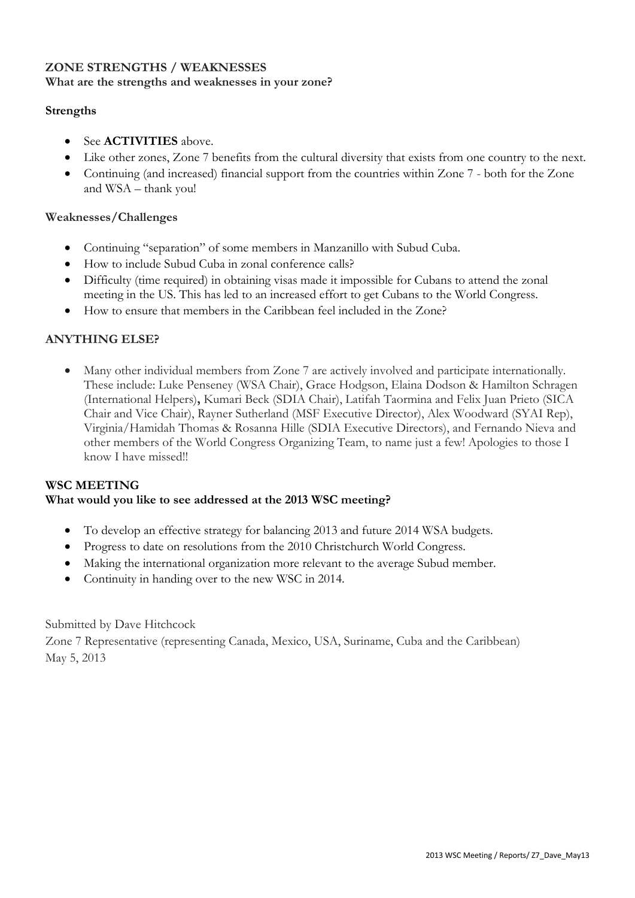## ZONE STRENGTHS / WEAKNESSES

**What are the strengths and weaknesses in your zone?**

### Strengths

- See **ACTIVITIES** above.
- Like other zones, Zone 7 benefits from the cultural diversity that exists from one country to the next.
- Continuing (and increased) financial support from the countries within Zone 7 - both for the Zone and WSA – thank you!

### Weaknesses/Challenges

- Continuing "separation" of some members in Manzanillo with Subud Cuba.
- How to include Subud Cuba in zonal conference calls?
- Difficulty (time required) in obtaining visas made it impossible for Cubans to attend the zonal meeting in the US. This has led to an increased effort to get Cubans to the World Congress.
- How to ensure that members in the Caribbean feel included in the Zone?

## ANYTHING ELSE?

- Many other individual members from Zone 7 are actively involved and participate internationally. These include: Luke Penseney (WSA Chair), Grace Hodgson, Elaina Dodson & Hamilton Schragen (International Helpers)**,** Kumari Beck (SDIA Chair), Latifah Taormina and Felix Juan Prieto (SICA Chair and Vice Chair), Rayner Sutherland (MSF Executive Director), Alex Woodward (SYAI Rep), Virginia/Hamidah Thomas & Rosanna Hille (SDIA Executive Directors), and Fernando Nieva and other members of the World Congress Organizing Team, to name just a few! Apologies to those I know I have missed!!

## WSC MEETING

**What would you like to see addressed at the 2013 WSC meeting?**

- To develop an effective strategy for balancing 2013 and future 2014 WSA budgets.
- Progress to date on resolutions from the 2010 Christchurch World Congress.
- Making the international organization more relevant to the average Subud member.
- Continuity in handing over to the new WSC in 2014.

Submitted by Dave Hitchcock

Zone 7 Representative (representing Canada, Mexico, USA, Suriname, Cuba and the Caribbean)

May 5, 2013